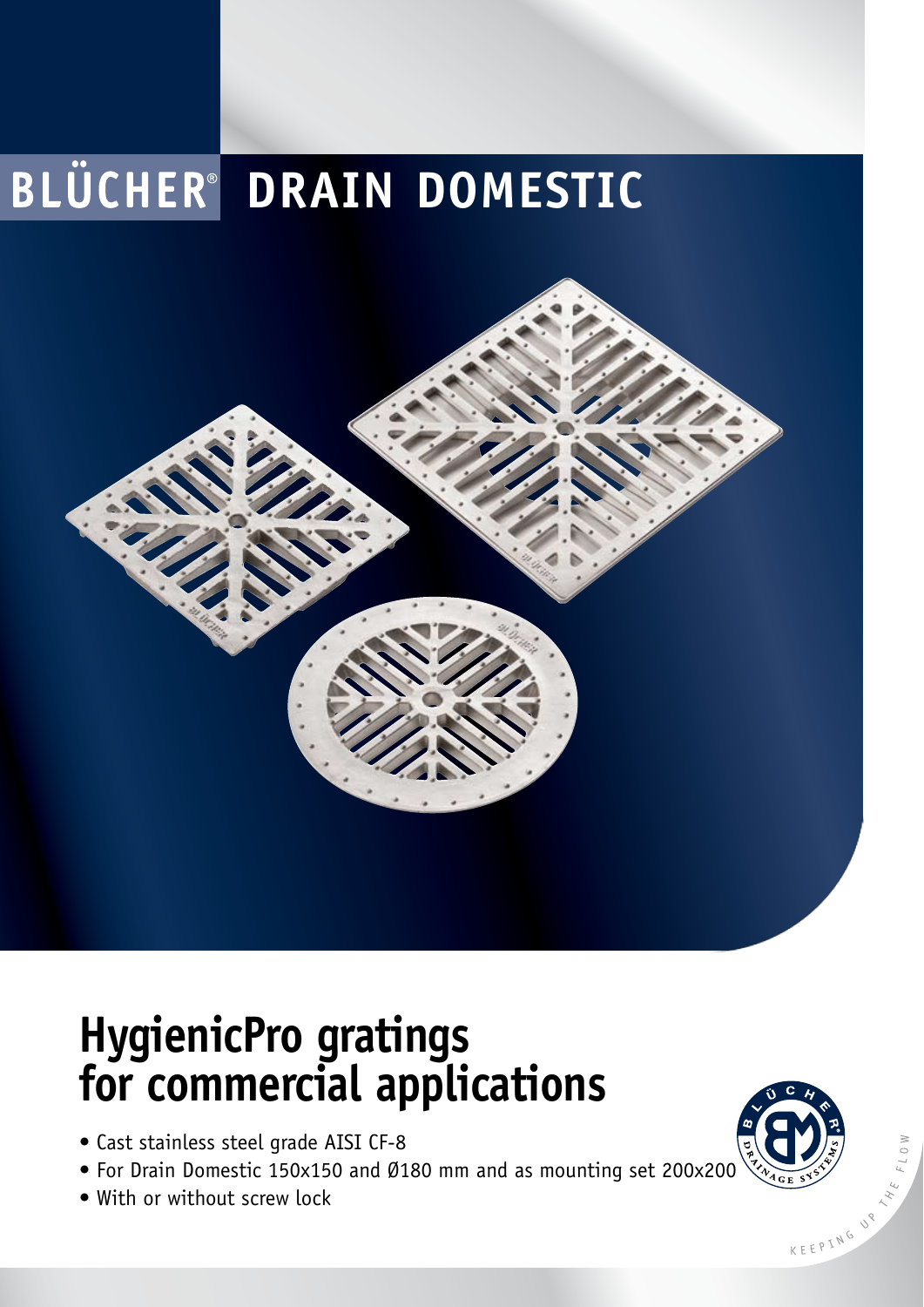# BLÜCHER® DRAIN DOMESTIC

## HygienicPro gratings for commercial applications

- Cast stainless steel grade AISI CF-8
- For Drain Domestic 150x150 and Ø180 mm and as mounting set 200x200
- With or without screw lock

KEEPING UP THE FLOW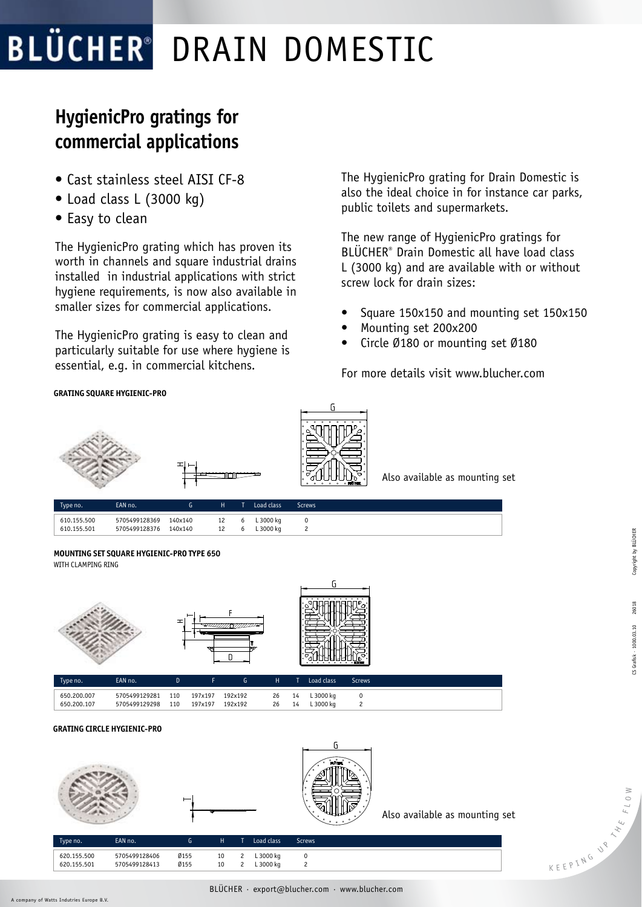# BLÜCHER® DRAIN DOMESTIC

## HygienicPro gratings for commercial applications

- Cast stainless steel AISI CF-8
- Load class L (3000 kg)
- Easy to clean

The HygienicPro grating which has proven its worth in channels and square industrial drains installed in industrial applications with strict hygiene requirements, is now also available in smaller sizes for commercial applications.

The HygienicPro grating is easy to clean and particularly suitable for use where hygiene is essential, e.g. in commercial kitchens.

The HygienicPro grating for Drain Domestic is also the ideal choice in for instance car parks, public toilets and supermarkets.

The new range of HygienicPro gratings for BLÜCHER® Drain Domestic all have load class L (3000 kg) and are available with or without screw lock for drain sizes:

- Square 150x150 and mounting set 150x150
- Mounting set 200x200
- Circle Ø180 or mounting set Ø180

For more details visit www.blucher.com

**GRATING SQUARE HYGIENIC-PRO**

G

H

T

Also available as mounting set

| Type no. | EAN no. | G | H | T | Load class | Screws |
|---|---|---|---|---|---|---|
| 610.155.500 | 5705499128369 | 140x140 | 12 | 6 | L 3000 kg | 0 |
| 610.155.501 | 5705499128376 | 140x140 | 12 | 6 | L 3000 kg | 2 |

**MOUNTING SET SQUARE HYGIENIC-PRO TYPE 650**
WITH CLAMPING RING

G

F

H

T

D

| Type no. | EAN no. | D | F | G | H | T | Load class | Screws |
|---|---|---|---|---|---|---|---|---|
| 650.200.007 | 5705499129281 | 110 | 197x197 | 192x192 | 26 | 14 | L 3000 kg | 0 |
| 650.200.107 | 5705499129298 | 110 | 197x197 | 192x192 | 26 | 14 | L 3000 kg | 2 |

**GRATING CIRCLE HYGIENIC-PRO**

G

T

Also available as mounting set

| Type no. | EAN no. | G | H | T | Load class | Screws |
|---|---|---|---|---|---|---|
| 620.155.500 | 5705499128406 | Ø155 | 10 | 2 | L 3000 kg | 0 |
| 620.155.501 | 5705499128413 | Ø155 | 10 | 2 | L 3000 kg | 2 |

KEEPING UP THE FLOW

CS Grafisk · 1000.03.10 · 26018 · Copyright by BLÜCHER

BLÜCHER · export@blucher.com · www.blucher.com

A company of Watts Indutries Europe B.V.